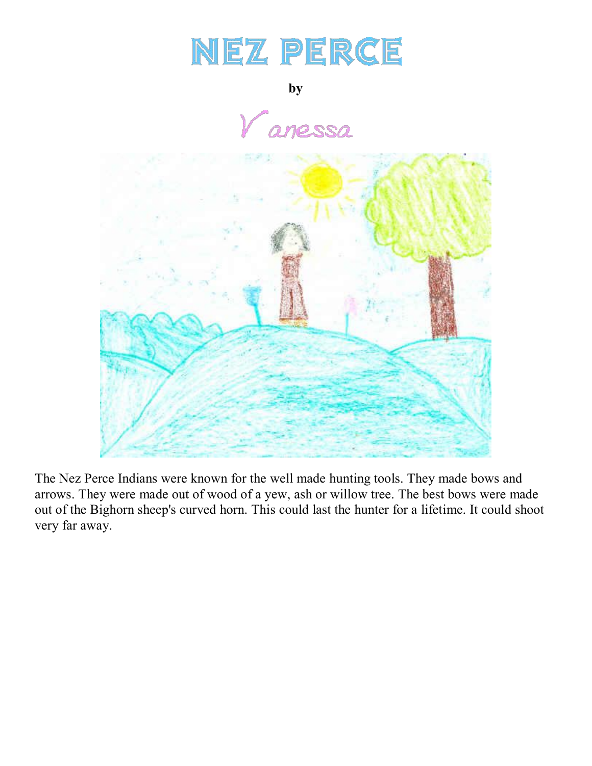# Nez Perce

**by**

Vanessa

The Nez Perce Indians were known for the well made hunting tools. They made bows and arrows. They were made out of wood of a yew, ash or willow tree. The best bows were made out of the Bighorn sheep's curved horn. This could last the hunter for a lifetime. It could shoot very far away.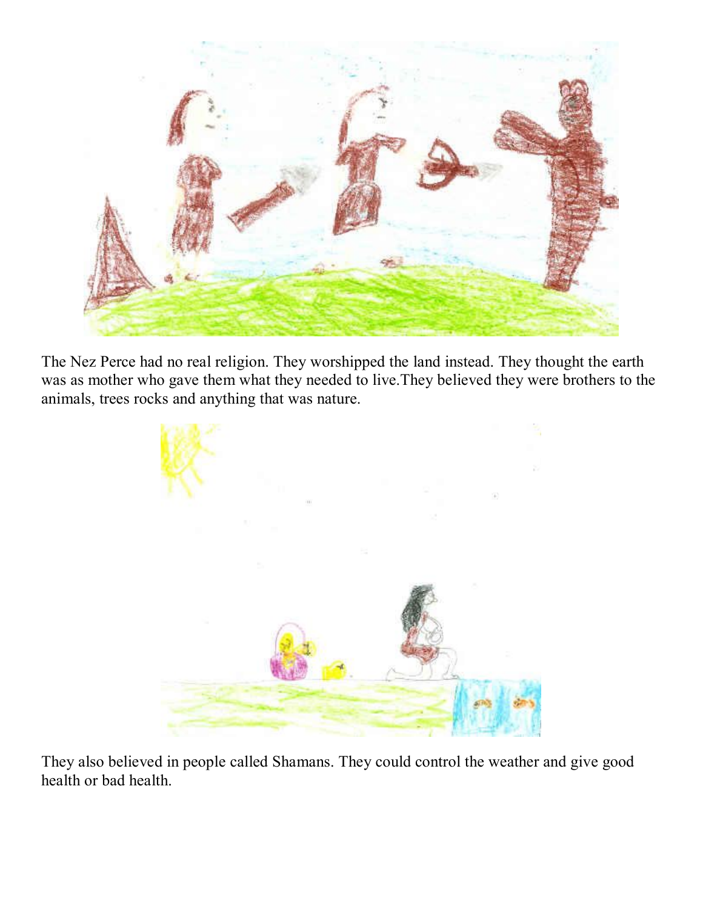The Nez Perce had no real religion. They worshipped the land instead. They thought the earth was as mother who gave them what they needed to live.They believed they were brothers to the animals, trees rocks and anything that was nature.

They also believed in people called Shamans. They could control the weather and give good health or bad health.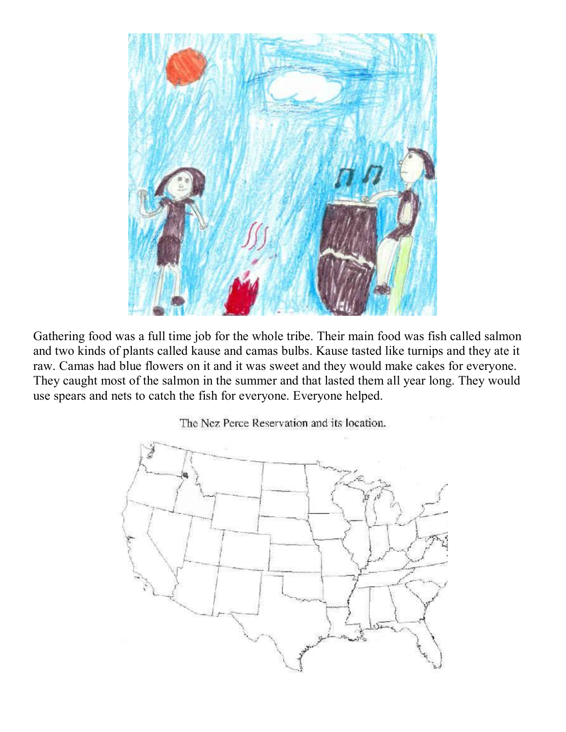Gathering food was a full time job for the whole tribe. Their main food was fish called salmon and two kinds of plants called kause and camas bulbs. Kause tasted like turnips and they ate it raw. Camas had blue flowers on it and it was sweet and they would make cakes for everyone. They caught most of the salmon in the summer and that lasted them all year long. They would use spears and nets to catch the fish for everyone. Everyone helped.

The Nez Perce Reservation and its location.